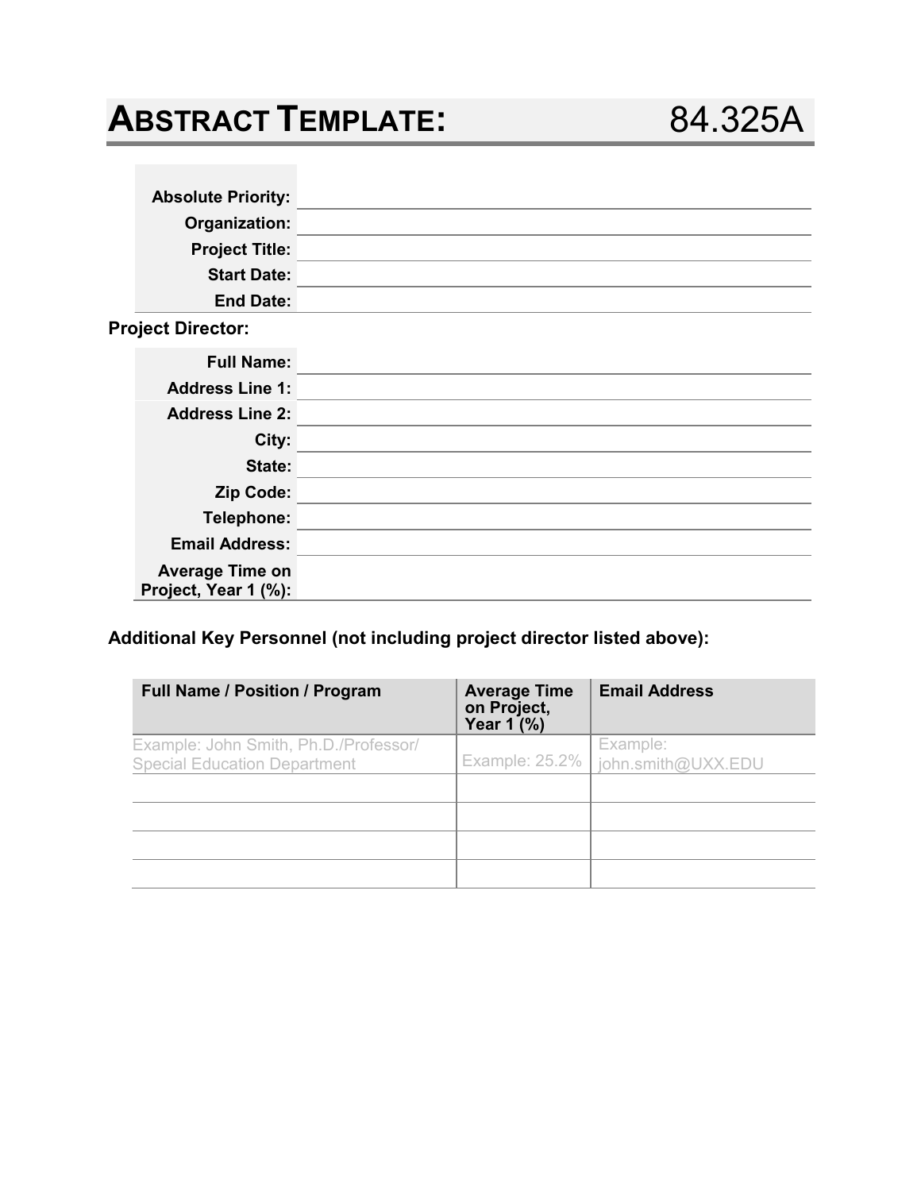# ABSTRACT TEMPLATE: 84.325A

| | |
|---|---|
| **Absolute Priority:** | |
| **Organization:** | |
| **Project Title:** | |
| **Start Date:** | |
| **End Date:** | |

**Project Director:**

| | |
|---|---|
| **Full Name:** | |
| **Address Line 1:** | |
| **Address Line 2:** | |
| **City:** | |
| **State:** | |
| **Zip Code:** | |
| **Telephone:** | |
| **Email Address:** | |
| **Average Time on Project, Year 1 (%):** | |

**Additional Key Personnel (not including project director listed above):**

| Full Name / Position / Program | Average Time on Project, Year 1 (%) | Email Address |
|---|---|---|
| Example: John Smith, Ph.D./Professor/ Special Education Department | Example: 25.2% | Example: john.smith@UXX.EDU |
| | | |
| | | |
| | | |
| | | |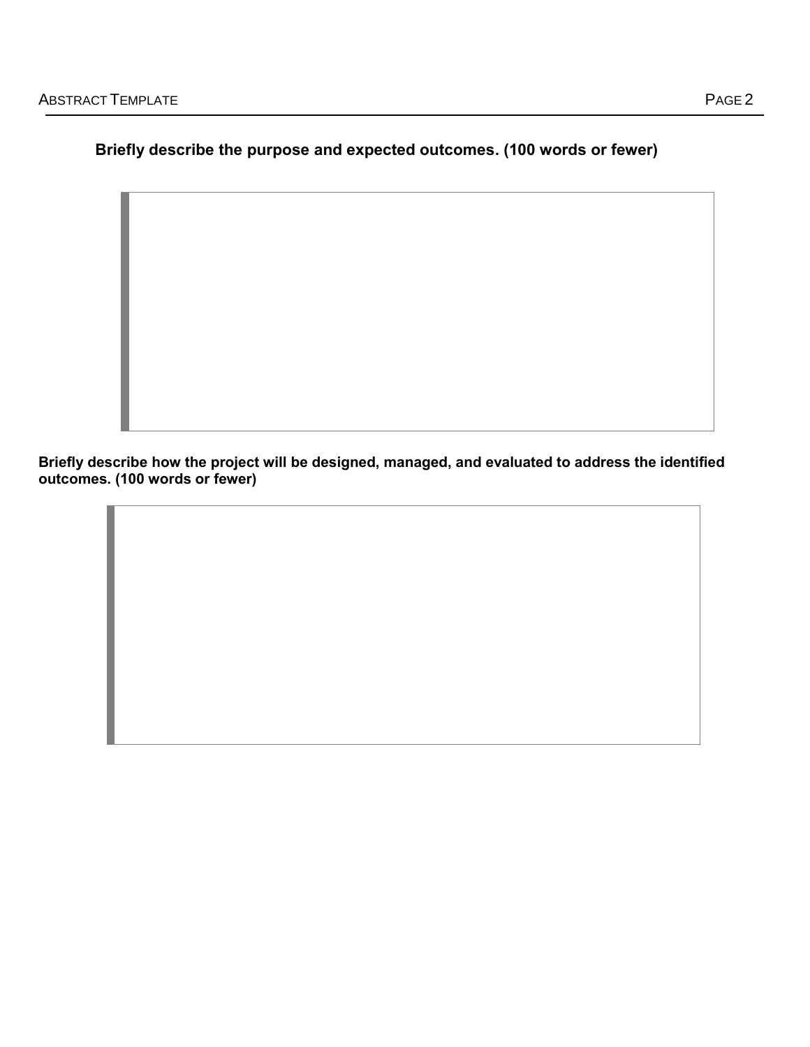**Briefly describe the purpose and expected outcomes. (100 words or fewer)**

**Briefly describe how the project will be designed, managed, and evaluated to address the identified outcomes. (100 words or fewer)**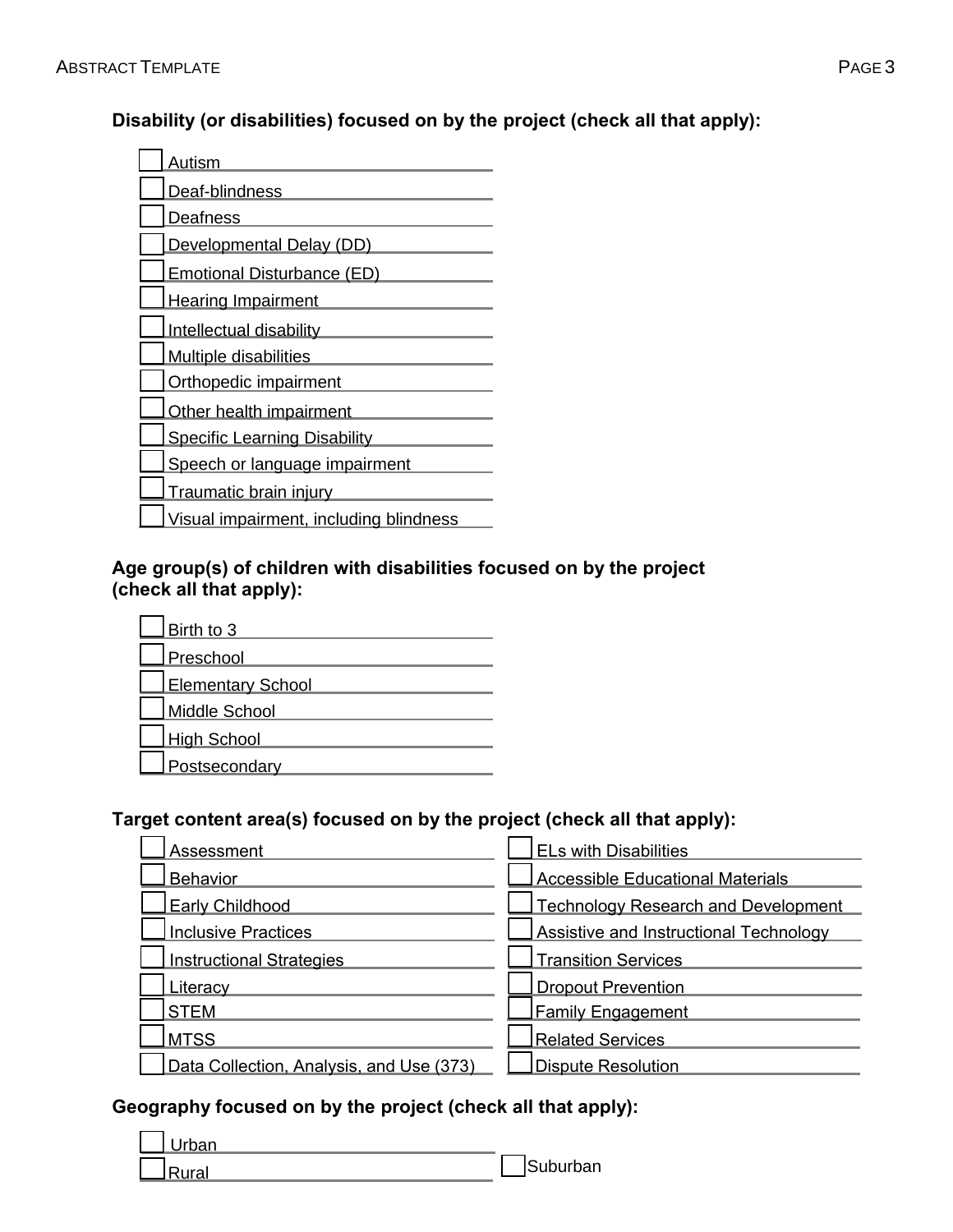**Disability (or disabilities) focused on by the project (check all that apply):**

- [ ] Autism
- [ ] Deaf-blindness
- [ ] Deafness
- [ ] Developmental Delay (DD)
- [ ] Emotional Disturbance (ED)
- [ ] Hearing Impairment
- [ ] Intellectual disability
- [ ] Multiple disabilities
- [ ] Orthopedic impairment
- [ ] Other health impairment
- [ ] Specific Learning Disability
- [ ] Speech or language impairment
- [ ] Traumatic brain injury
- [ ] Visual impairment, including blindness

**Age group(s) of children with disabilities focused on by the project (check all that apply):**

- [ ] Birth to 3
- [ ] Preschool
- [ ] Elementary School
- [ ] Middle School
- [ ] High School
- [ ] Postsecondary

**Target content area(s) focused on by the project (check all that apply):**

- [ ] Assessment
- [ ] Behavior
- [ ] Early Childhood
- [ ] Inclusive Practices
- [ ] Instructional Strategies
- [ ] Literacy
- [ ] STEM
- [ ] MTSS
- [ ] Data Collection, Analysis, and Use (373)
- [ ] ELs with Disabilities
- [ ] Accessible Educational Materials
- [ ] Technology Research and Development
- [ ] Assistive and Instructional Technology
- [ ] Transition Services
- [ ] Dropout Prevention
- [ ] Family Engagement
- [ ] Related Services
- [ ] Dispute Resolution

**Geography focused on by the project (check all that apply):**

- [ ] Urban
- [ ] Rural
- [ ] Suburban